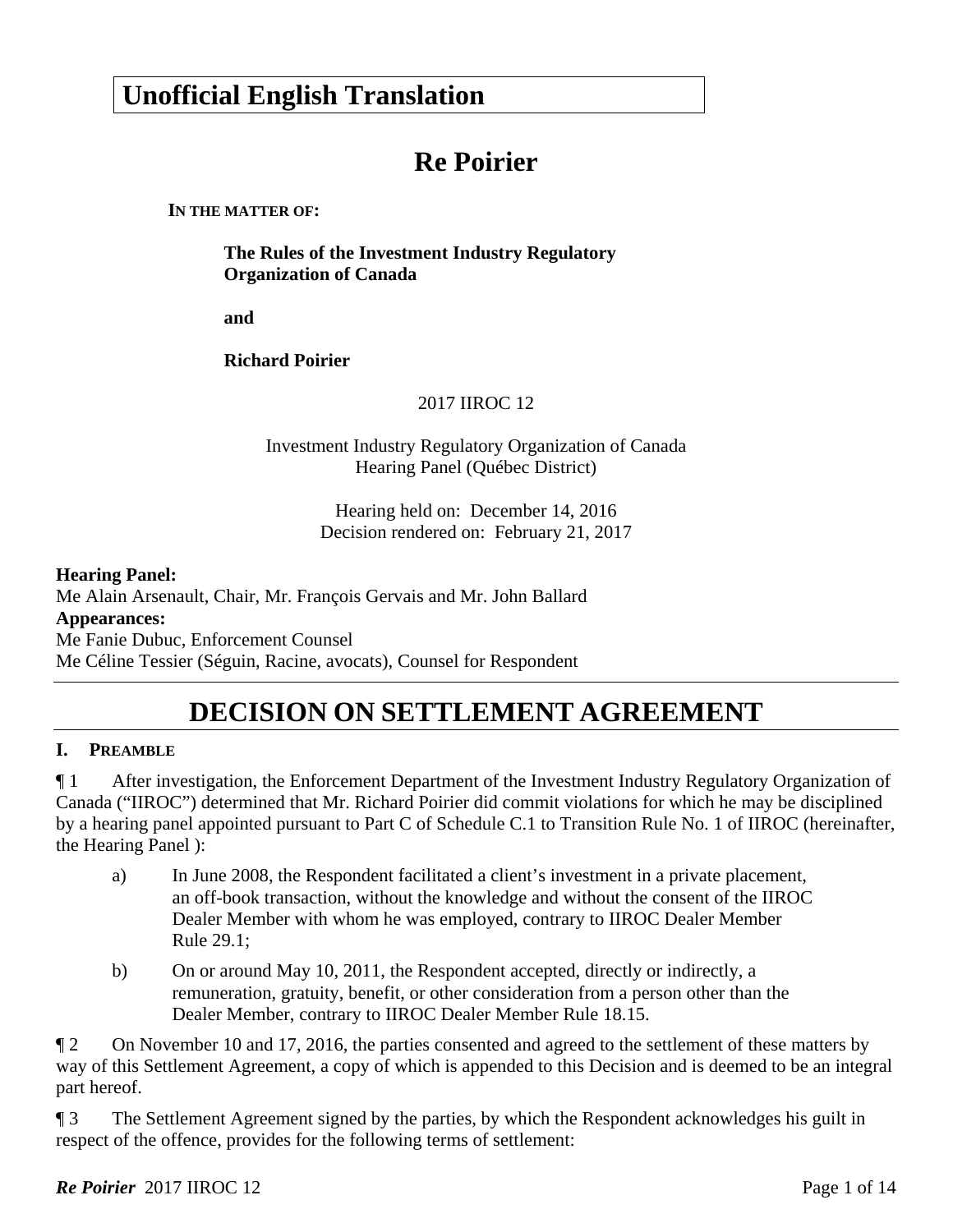**Unofficial English Translation**

# Re Poirier

**IN THE MATTER OF:**

**The Rules of the Investment Industry Regulatory Organization of Canada**

**and**

**Richard Poirier**

2017 IIROC 12

Investment Industry Regulatory Organization of Canada
Hearing Panel (Québec District)

Hearing held on: December 14, 2016
Decision rendered on: February 21, 2017

**Hearing Panel:**
Me Alain Arsenault, Chair, Mr. François Gervais and Mr. John Ballard
**Appearances:**
Me Fanie Dubuc, Enforcement Counsel
Me Céline Tessier (Séguin, Racine, avocats), Counsel for Respondent

# DECISION ON SETTLEMENT AGREEMENT

## I. PREAMBLE

¶ 1 After investigation, the Enforcement Department of the Investment Industry Regulatory Organization of Canada ("IIROC") determined that Mr. Richard Poirier did commit violations for which he may be disciplined by a hearing panel appointed pursuant to Part C of Schedule C.1 to Transition Rule No. 1 of IIROC (hereinafter, the Hearing Panel ):

a) In June 2008, the Respondent facilitated a client's investment in a private placement, an off-book transaction, without the knowledge and without the consent of the IIROC Dealer Member with whom he was employed, contrary to IIROC Dealer Member Rule 29.1;

b) On or around May 10, 2011, the Respondent accepted, directly or indirectly, a remuneration, gratuity, benefit, or other consideration from a person other than the Dealer Member, contrary to IIROC Dealer Member Rule 18.15.

¶ 2 On November 10 and 17, 2016, the parties consented and agreed to the settlement of these matters by way of this Settlement Agreement, a copy of which is appended to this Decision and is deemed to be an integral part hereof.

¶ 3 The Settlement Agreement signed by the parties, by which the Respondent acknowledges his guilt in respect of the offence, provides for the following terms of settlement: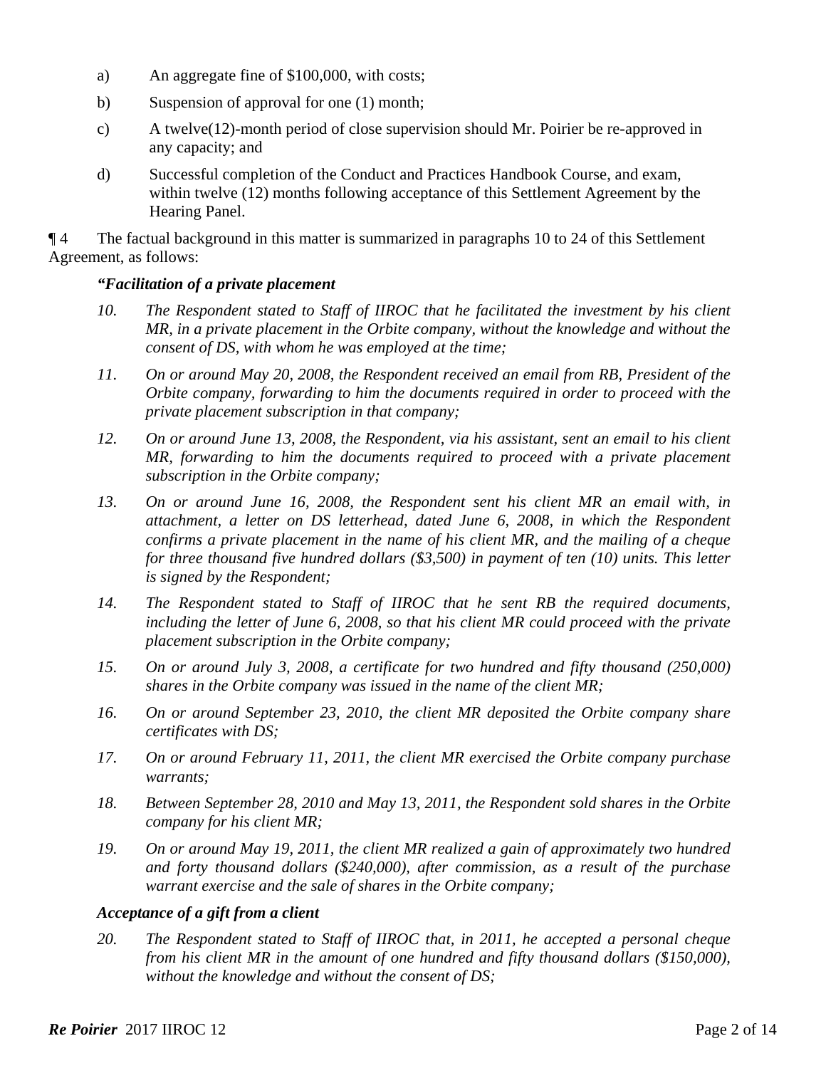a) An aggregate fine of $100,000, with costs;

b) Suspension of approval for one (1) month;

c) A twelve(12)-month period of close supervision should Mr. Poirier be re-approved in any capacity; and

d) Successful completion of the Conduct and Practices Handbook Course, and exam, within twelve (12) months following acceptance of this Settlement Agreement by the Hearing Panel.

¶ 4 The factual background in this matter is summarized in paragraphs 10 to 24 of this Settlement Agreement, as follows:

***"Facilitation of a private placement***

*10. The Respondent stated to Staff of IIROC that he facilitated the investment by his client MR, in a private placement in the Orbite company, without the knowledge and without the consent of DS, with whom he was employed at the time;*

*11. On or around May 20, 2008, the Respondent received an email from RB, President of the Orbite company, forwarding to him the documents required in order to proceed with the private placement subscription in that company;*

*12. On or around June 13, 2008, the Respondent, via his assistant, sent an email to his client MR, forwarding to him the documents required to proceed with a private placement subscription in the Orbite company;*

*13. On or around June 16, 2008, the Respondent sent his client MR an email with, in attachment, a letter on DS letterhead, dated June 6, 2008, in which the Respondent confirms a private placement in the name of his client MR, and the mailing of a cheque for three thousand five hundred dollars ($3,500) in payment of ten (10) units. This letter is signed by the Respondent;*

*14. The Respondent stated to Staff of IIROC that he sent RB the required documents, including the letter of June 6, 2008, so that his client MR could proceed with the private placement subscription in the Orbite company;*

*15. On or around July 3, 2008, a certificate for two hundred and fifty thousand (250,000) shares in the Orbite company was issued in the name of the client MR;*

*16. On or around September 23, 2010, the client MR deposited the Orbite company share certificates with DS;*

*17. On or around February 11, 2011, the client MR exercised the Orbite company purchase warrants;*

*18. Between September 28, 2010 and May 13, 2011, the Respondent sold shares in the Orbite company for his client MR;*

*19. On or around May 19, 2011, the client MR realized a gain of approximately two hundred and forty thousand dollars ($240,000), after commission, as a result of the purchase warrant exercise and the sale of shares in the Orbite company;*

***Acceptance of a gift from a client***

*20. The Respondent stated to Staff of IIROC that, in 2011, he accepted a personal cheque from his client MR in the amount of one hundred and fifty thousand dollars ($150,000), without the knowledge and without the consent of DS;*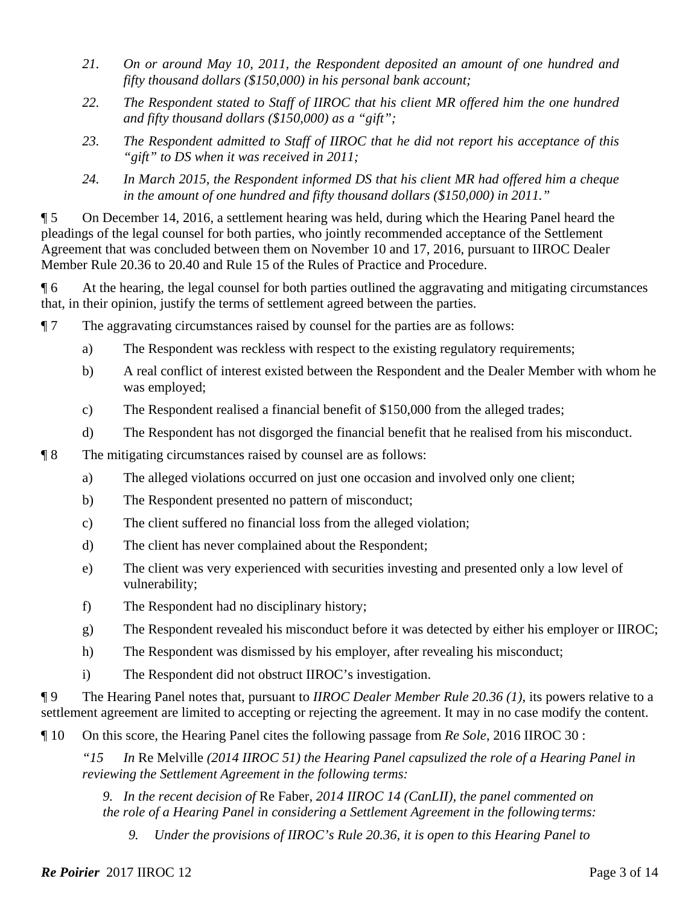> *21. On or around May 10, 2011, the Respondent deposited an amount of one hundred and fifty thousand dollars ($150,000) in his personal bank account;*
>
> *22. The Respondent stated to Staff of IIROC that his client MR offered him the one hundred and fifty thousand dollars ($150,000) as a "gift";*
>
> *23. The Respondent admitted to Staff of IIROC that he did not report his acceptance of this "gift" to DS when it was received in 2011;*
>
> *24. In March 2015, the Respondent informed DS that his client MR had offered him a cheque in the amount of one hundred and fifty thousand dollars ($150,000) in 2011."*

¶ 5 On December 14, 2016, a settlement hearing was held, during which the Hearing Panel heard the pleadings of the legal counsel for both parties, who jointly recommended acceptance of the Settlement Agreement that was concluded between them on November 10 and 17, 2016, pursuant to IIROC Dealer Member Rule 20.36 to 20.40 and Rule 15 of the Rules of Practice and Procedure.

¶ 6 At the hearing, the legal counsel for both parties outlined the aggravating and mitigating circumstances that, in their opinion, justify the terms of settlement agreed between the parties.

¶ 7 The aggravating circumstances raised by counsel for the parties are as follows:

a) The Respondent was reckless with respect to the existing regulatory requirements;

b) A real conflict of interest existed between the Respondent and the Dealer Member with whom he was employed;

c) The Respondent realised a financial benefit of $150,000 from the alleged trades;

d) The Respondent has not disgorged the financial benefit that he realised from his misconduct.

¶ 8 The mitigating circumstances raised by counsel are as follows:

a) The alleged violations occurred on just one occasion and involved only one client;

b) The Respondent presented no pattern of misconduct;

c) The client suffered no financial loss from the alleged violation;

d) The client has never complained about the Respondent;

e) The client was very experienced with securities investing and presented only a low level of vulnerability;

f) The Respondent had no disciplinary history;

g) The Respondent revealed his misconduct before it was detected by either his employer or IIROC;

h) The Respondent was dismissed by his employer, after revealing his misconduct;

i) The Respondent did not obstruct IIROC's investigation.

¶ 9 The Hearing Panel notes that, pursuant to *IIROC Dealer Member Rule 20.36 (1)*, its powers relative to a settlement agreement are limited to accepting or rejecting the agreement. It may in no case modify the content.

¶ 10 On this score, the Hearing Panel cites the following passage from *Re Sole*, 2016 IIROC 30 :

> *"15 In* Re Melville *(2014 IIROC 51) the Hearing Panel capsulized the role of a Hearing Panel in reviewing the Settlement Agreement in the following terms:*
>
> > *9. In the recent decision of* Re Faber*, 2014 IIROC 14 (CanLII), the panel commented on the role of a Hearing Panel in considering a Settlement Agreement in the following terms:*
> >
> > > *9. Under the provisions of IIROC's Rule 20.36, it is open to this Hearing Panel to*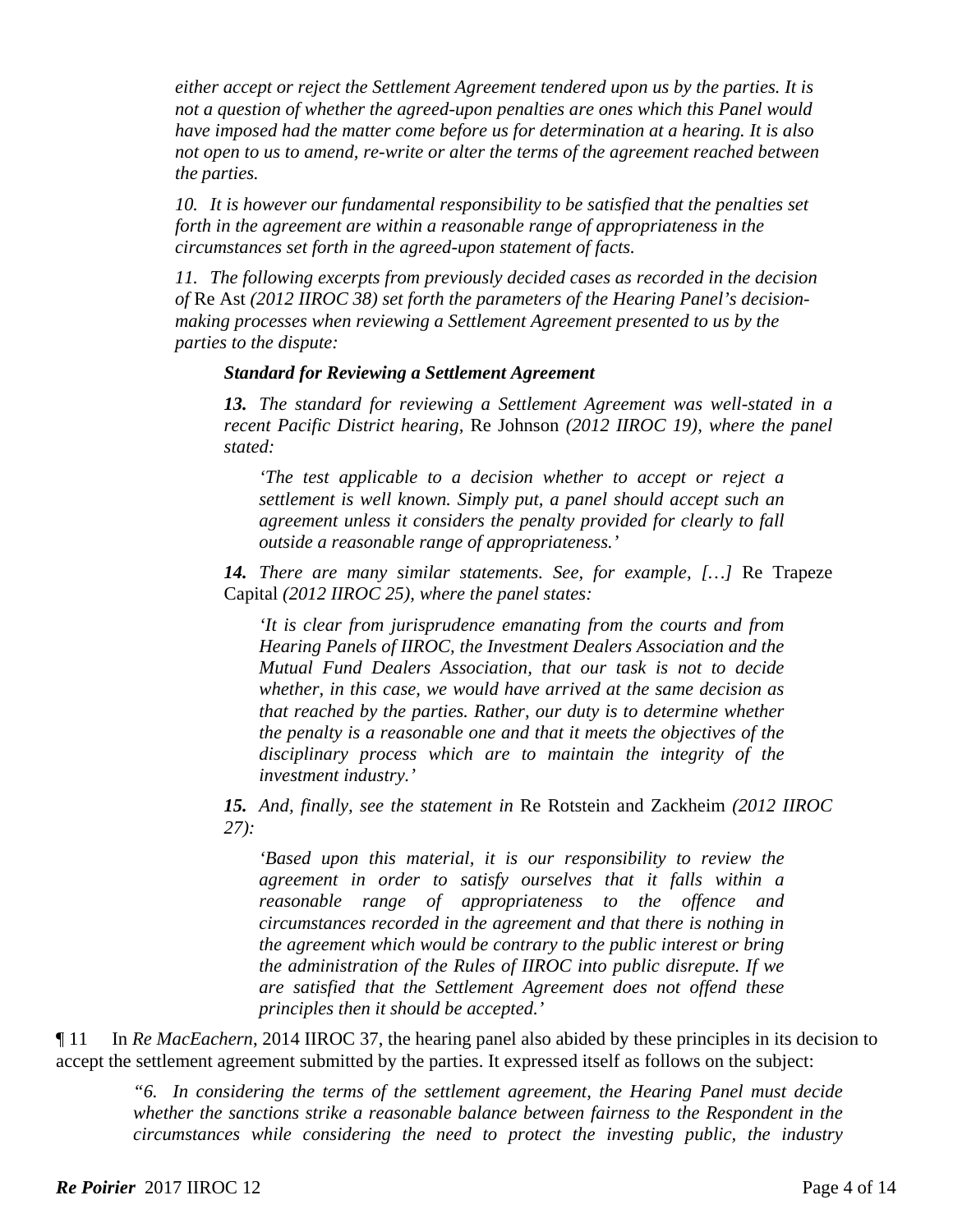*either accept or reject the Settlement Agreement tendered upon us by the parties. It is not a question of whether the agreed-upon penalties are ones which this Panel would have imposed had the matter come before us for determination at a hearing. It is also not open to us to amend, re-write or alter the terms of the agreement reached between the parties.*

> *10. It is however our fundamental responsibility to be satisfied that the penalties set forth in the agreement are within a reasonable range of appropriateness in the circumstances set forth in the agreed-upon statement of facts.*
>
> *11. The following excerpts from previously decided cases as recorded in the decision of* Re Ast *(2012 IIROC 38) set forth the parameters of the Hearing Panel's decision-making processes when reviewing a Settlement Agreement presented to us by the parties to the dispute:*
>
> > ***Standard for Reviewing a Settlement Agreement***
> >
> > ***13.*** *The standard for reviewing a Settlement Agreement was well-stated in a recent Pacific District hearing,* Re Johnson *(2012 IIROC 19), where the panel stated:*
> >
> > > *'The test applicable to a decision whether to accept or reject a settlement is well known. Simply put, a panel should accept such an agreement unless it considers the penalty provided for clearly to fall outside a reasonable range of appropriateness.'*
> >
> > ***14.*** *There are many similar statements. See, for example, […]* Re Trapeze Capital *(2012 IIROC 25), where the panel states:*
> >
> > > *'It is clear from jurisprudence emanating from the courts and from Hearing Panels of IIROC, the Investment Dealers Association and the Mutual Fund Dealers Association, that our task is not to decide whether, in this case, we would have arrived at the same decision as that reached by the parties. Rather, our duty is to determine whether the penalty is a reasonable one and that it meets the objectives of the disciplinary process which are to maintain the integrity of the investment industry.'*
> >
> > ***15.*** *And, finally, see the statement in* Re Rotstein and Zackheim *(2012 IIROC 27):*
> >
> > > *'Based upon this material, it is our responsibility to review the agreement in order to satisfy ourselves that it falls within a reasonable range of appropriateness to the offence and circumstances recorded in the agreement and that there is nothing in the agreement which would be contrary to the public interest or bring the administration of the Rules of IIROC into public disrepute. If we are satisfied that the Settlement Agreement does not offend these principles then it should be accepted.'*

¶ 11 In *Re MacEachern*, 2014 IIROC 37, the hearing panel also abided by these principles in its decision to accept the settlement agreement submitted by the parties. It expressed itself as follows on the subject:

> *"6. In considering the terms of the settlement agreement, the Hearing Panel must decide whether the sanctions strike a reasonable balance between fairness to the Respondent in the circumstances while considering the need to protect the investing public, the industry*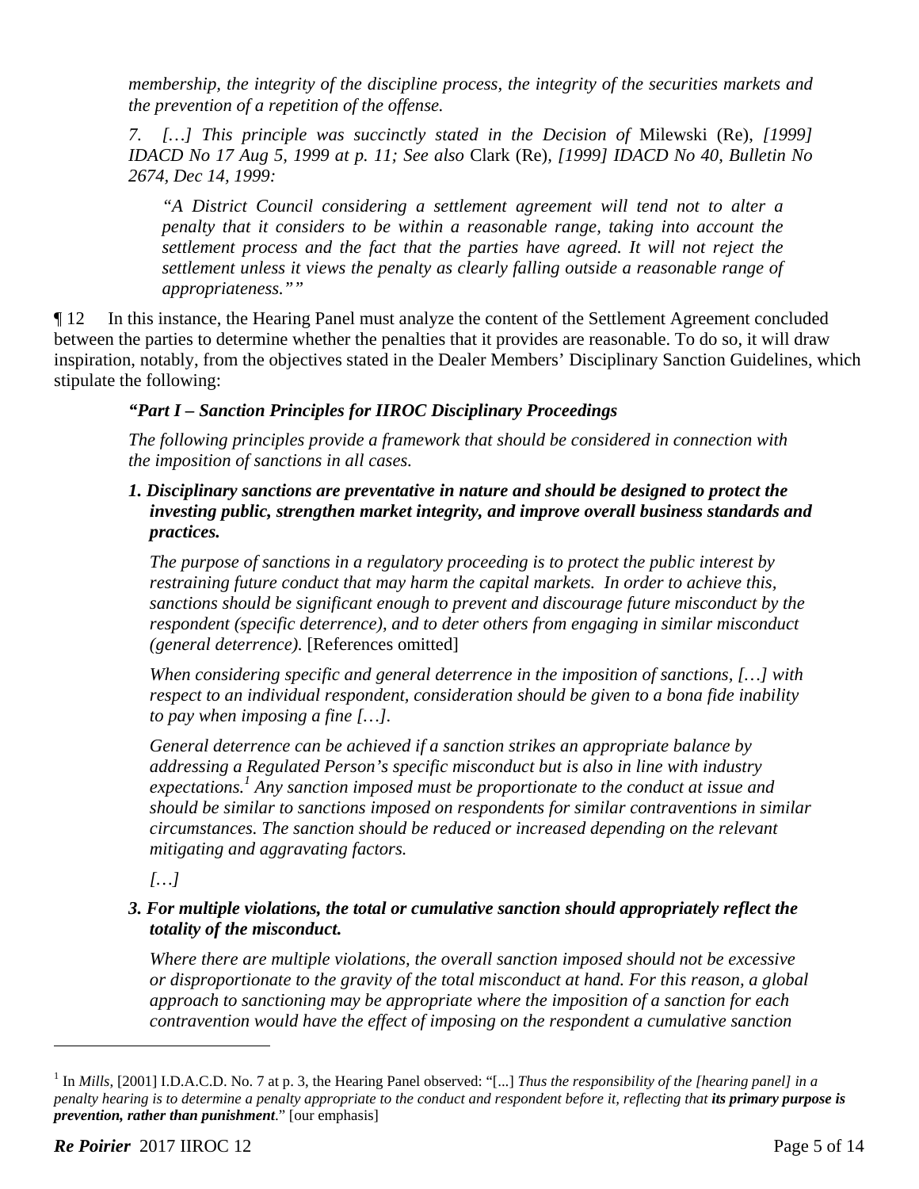*membership, the integrity of the discipline process, the integrity of the securities markets and the prevention of a repetition of the offense.*

*7. […] This principle was succinctly stated in the Decision of* Milewski (Re)*, [1999] IDACD No 17 Aug 5, 1999 at p. 11; See also* Clark (Re)*, [1999] IDACD No 40, Bulletin No 2674, Dec 14, 1999:*

> *"A District Council considering a settlement agreement will tend not to alter a penalty that it considers to be within a reasonable range, taking into account the settlement process and the fact that the parties have agreed. It will not reject the settlement unless it views the penalty as clearly falling outside a reasonable range of appropriateness.""*

¶ 12 In this instance, the Hearing Panel must analyze the content of the Settlement Agreement concluded between the parties to determine whether the penalties that it provides are reasonable. To do so, it will draw inspiration, notably, from the objectives stated in the Dealer Members' Disciplinary Sanction Guidelines, which stipulate the following:

***"Part I – Sanction Principles for IIROC Disciplinary Proceedings***

*The following principles provide a framework that should be considered in connection with the imposition of sanctions in all cases.*

***1. Disciplinary sanctions are preventative in nature and should be designed to protect the investing public, strengthen market integrity, and improve overall business standards and practices.***

*The purpose of sanctions in a regulatory proceeding is to protect the public interest by restraining future conduct that may harm the capital markets. In order to achieve this, sanctions should be significant enough to prevent and discourage future misconduct by the respondent (specific deterrence), and to deter others from engaging in similar misconduct (general deterrence).* [References omitted]

*When considering specific and general deterrence in the imposition of sanctions, […] with respect to an individual respondent, consideration should be given to a bona fide inability to pay when imposing a fine […].*

*General deterrence can be achieved if a sanction strikes an appropriate balance by addressing a Regulated Person's specific misconduct but is also in line with industry expectations.*[1] *Any sanction imposed must be proportionate to the conduct at issue and should be similar to sanctions imposed on respondents for similar contraventions in similar circumstances. The sanction should be reduced or increased depending on the relevant mitigating and aggravating factors.*

*[…]*

***3. For multiple violations, the total or cumulative sanction should appropriately reflect the totality of the misconduct.***

*Where there are multiple violations, the overall sanction imposed should not be excessive or disproportionate to the gravity of the total misconduct at hand. For this reason, a global approach to sanctioning may be appropriate where the imposition of a sanction for each contravention would have the effect of imposing on the respondent a cumulative sanction*

---

[1] In *Mills*, [2001] I.D.A.C.D. No. 7 at p. 3, the Hearing Panel observed: "[...] *Thus the responsibility of the [hearing panel] in a penalty hearing is to determine a penalty appropriate to the conduct and respondent before it, reflecting that* ***its primary purpose is prevention, rather than punishment***." [our emphasis]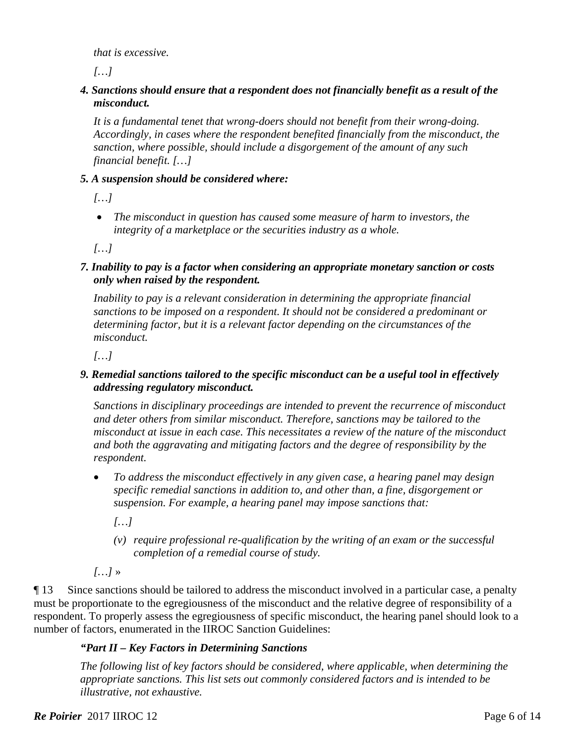*that is excessive.*

*[…]*

***4. Sanctions should ensure that a respondent does not financially benefit as a result of the misconduct.***

*It is a fundamental tenet that wrong-doers should not benefit from their wrong-doing. Accordingly, in cases where the respondent benefited financially from the misconduct, the sanction, where possible, should include a disgorgement of the amount of any such financial benefit. […]*

***5. A suspension should be considered where:***

*[…]*

- *The misconduct in question has caused some measure of harm to investors, the integrity of a marketplace or the securities industry as a whole.*

*[…]*

***7. Inability to pay is a factor when considering an appropriate monetary sanction or costs only when raised by the respondent.***

*Inability to pay is a relevant consideration in determining the appropriate financial sanctions to be imposed on a respondent. It should not be considered a predominant or determining factor, but it is a relevant factor depending on the circumstances of the misconduct.*

*[…]*

***9. Remedial sanctions tailored to the specific misconduct can be a useful tool in effectively addressing regulatory misconduct.***

*Sanctions in disciplinary proceedings are intended to prevent the recurrence of misconduct and deter others from similar misconduct. Therefore, sanctions may be tailored to the misconduct at issue in each case. This necessitates a review of the nature of the misconduct and both the aggravating and mitigating factors and the degree of responsibility by the respondent.*

- *To address the misconduct effectively in any given case, a hearing panel may design specific remedial sanctions in addition to, and other than, a fine, disgorgement or suspension. For example, a hearing panel may impose sanctions that:*

  *[…]*

  *(v) require professional re-qualification by the writing of an exam or the successful completion of a remedial course of study.*

*[…]* »

¶ 13 Since sanctions should be tailored to address the misconduct involved in a particular case, a penalty must be proportionate to the egregiousness of the misconduct and the relative degree of responsibility of a respondent. To properly assess the egregiousness of specific misconduct, the hearing panel should look to a number of factors, enumerated in the IIROC Sanction Guidelines:

***"Part II – Key Factors in Determining Sanctions***

*The following list of key factors should be considered, where applicable, when determining the appropriate sanctions. This list sets out commonly considered factors and is intended to be illustrative, not exhaustive.*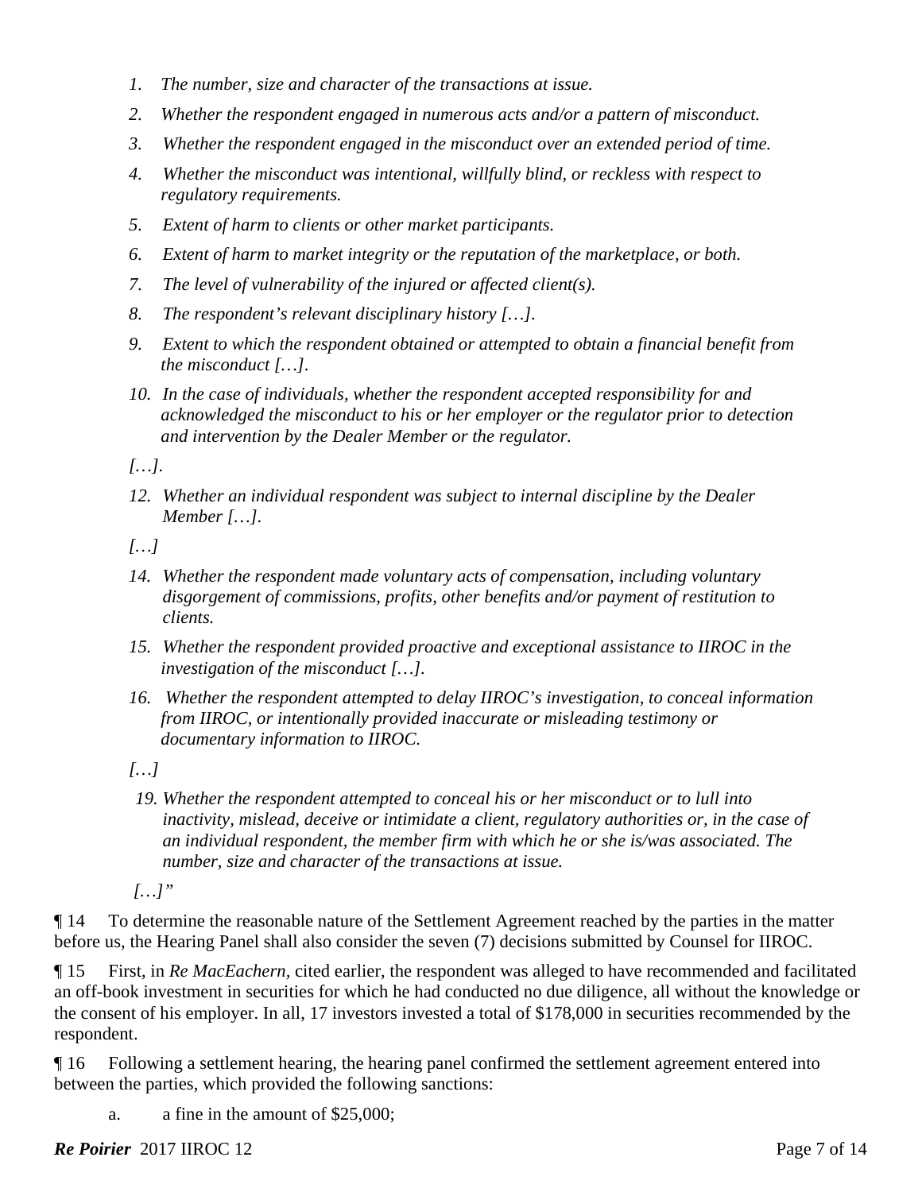*1. The number, size and character of the transactions at issue.*

*2. Whether the respondent engaged in numerous acts and/or a pattern of misconduct.*

*3. Whether the respondent engaged in the misconduct over an extended period of time.*

*4. Whether the misconduct was intentional, willfully blind, or reckless with respect to regulatory requirements.*

*5. Extent of harm to clients or other market participants.*

*6. Extent of harm to market integrity or the reputation of the marketplace, or both.*

*7. The level of vulnerability of the injured or affected client(s).*

*8. The respondent's relevant disciplinary history […].*

*9. Extent to which the respondent obtained or attempted to obtain a financial benefit from the misconduct […].*

*10. In the case of individuals, whether the respondent accepted responsibility for and acknowledged the misconduct to his or her employer or the regulator prior to detection and intervention by the Dealer Member or the regulator.*

*[…].*

*12. Whether an individual respondent was subject to internal discipline by the Dealer Member […].*

*[…]*

*14. Whether the respondent made voluntary acts of compensation, including voluntary disgorgement of commissions, profits, other benefits and/or payment of restitution to clients.*

*15. Whether the respondent provided proactive and exceptional assistance to IIROC in the investigation of the misconduct […].*

*16. Whether the respondent attempted to delay IIROC's investigation, to conceal information from IIROC, or intentionally provided inaccurate or misleading testimony or documentary information to IIROC.*

*[…]*

*19. Whether the respondent attempted to conceal his or her misconduct or to lull into inactivity, mislead, deceive or intimidate a client, regulatory authorities or, in the case of an individual respondent, the member firm with which he or she is/was associated. The number, size and character of the transactions at issue.*

*[…]"*

¶ 14 To determine the reasonable nature of the Settlement Agreement reached by the parties in the matter before us, the Hearing Panel shall also consider the seven (7) decisions submitted by Counsel for IIROC.

¶ 15 First, in *Re MacEachern*, cited earlier, the respondent was alleged to have recommended and facilitated an off-book investment in securities for which he had conducted no due diligence, all without the knowledge or the consent of his employer. In all, 17 investors invested a total of $178,000 in securities recommended by the respondent.

¶ 16 Following a settlement hearing, the hearing panel confirmed the settlement agreement entered into between the parties, which provided the following sanctions:

a. a fine in the amount of $25,000;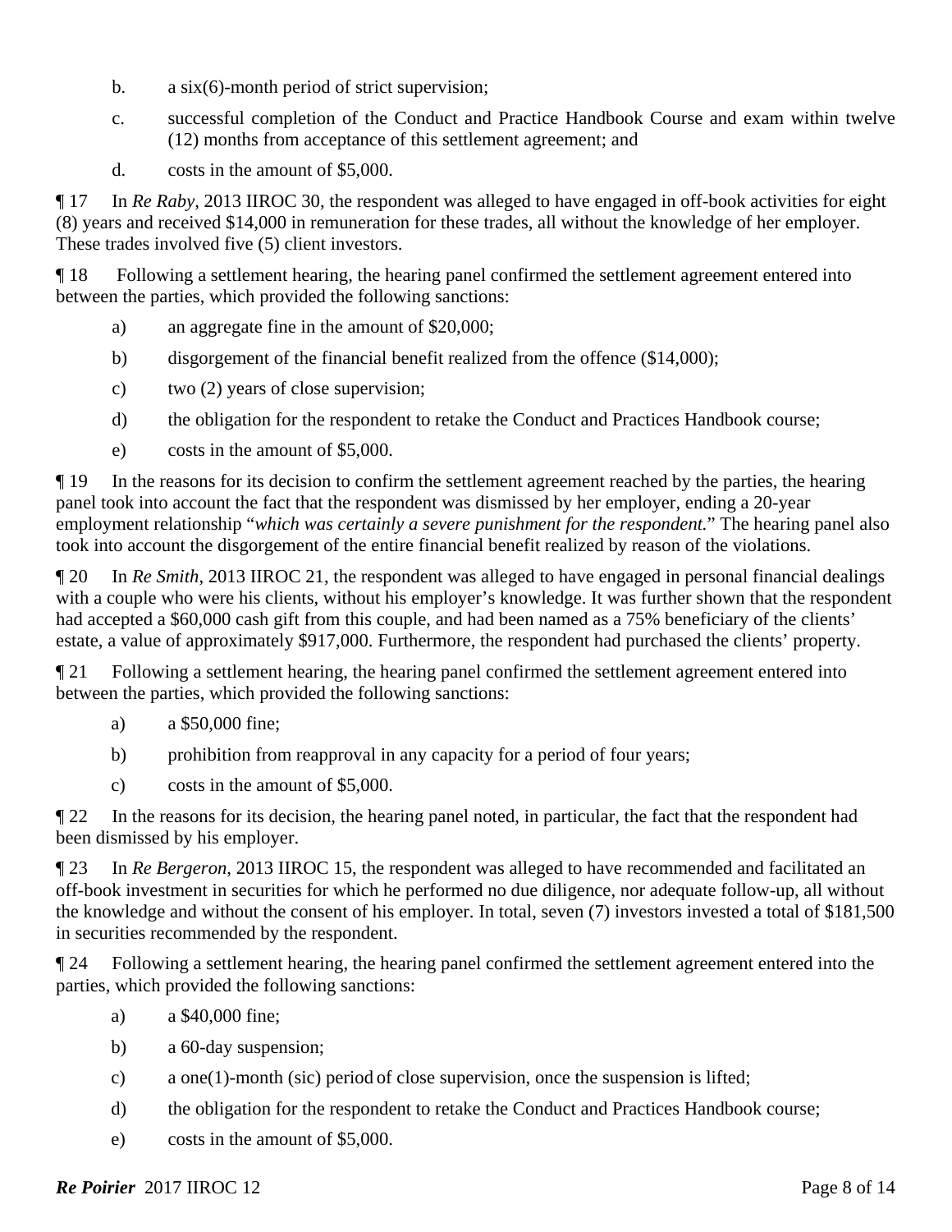b. a six(6)-month period of strict supervision;

c. successful completion of the Conduct and Practice Handbook Course and exam within twelve (12) months from acceptance of this settlement agreement; and

d. costs in the amount of $5,000.

¶ 17 In *Re Raby*, 2013 IIROC 30, the respondent was alleged to have engaged in off-book activities for eight (8) years and received $14,000 in remuneration for these trades, all without the knowledge of her employer. These trades involved five (5) client investors.

¶ 18 Following a settlement hearing, the hearing panel confirmed the settlement agreement entered into between the parties, which provided the following sanctions:

a) an aggregate fine in the amount of $20,000;

b) disgorgement of the financial benefit realized from the offence ($14,000);

c) two (2) years of close supervision;

d) the obligation for the respondent to retake the Conduct and Practices Handbook course;

e) costs in the amount of $5,000.

¶ 19 In the reasons for its decision to confirm the settlement agreement reached by the parties, the hearing panel took into account the fact that the respondent was dismissed by her employer, ending a 20-year employment relationship "*which was certainly a severe punishment for the respondent.*" The hearing panel also took into account the disgorgement of the entire financial benefit realized by reason of the violations.

¶ 20 In *Re Smith*, 2013 IIROC 21, the respondent was alleged to have engaged in personal financial dealings with a couple who were his clients, without his employer's knowledge. It was further shown that the respondent had accepted a $60,000 cash gift from this couple, and had been named as a 75% beneficiary of the clients' estate, a value of approximately $917,000. Furthermore, the respondent had purchased the clients' property.

¶ 21 Following a settlement hearing, the hearing panel confirmed the settlement agreement entered into between the parties, which provided the following sanctions:

a) a $50,000 fine;

b) prohibition from reapproval in any capacity for a period of four years;

c) costs in the amount of $5,000.

¶ 22 In the reasons for its decision, the hearing panel noted, in particular, the fact that the respondent had been dismissed by his employer.

¶ 23 In *Re Bergeron*, 2013 IIROC 15, the respondent was alleged to have recommended and facilitated an off-book investment in securities for which he performed no due diligence, nor adequate follow-up, all without the knowledge and without the consent of his employer. In total, seven (7) investors invested a total of $181,500 in securities recommended by the respondent.

¶ 24 Following a settlement hearing, the hearing panel confirmed the settlement agreement entered into the parties, which provided the following sanctions:

a) a $40,000 fine;

b) a 60-day suspension;

c) a one(1)-month (sic) period of close supervision, once the suspension is lifted;

d) the obligation for the respondent to retake the Conduct and Practices Handbook course;

e) costs in the amount of $5,000.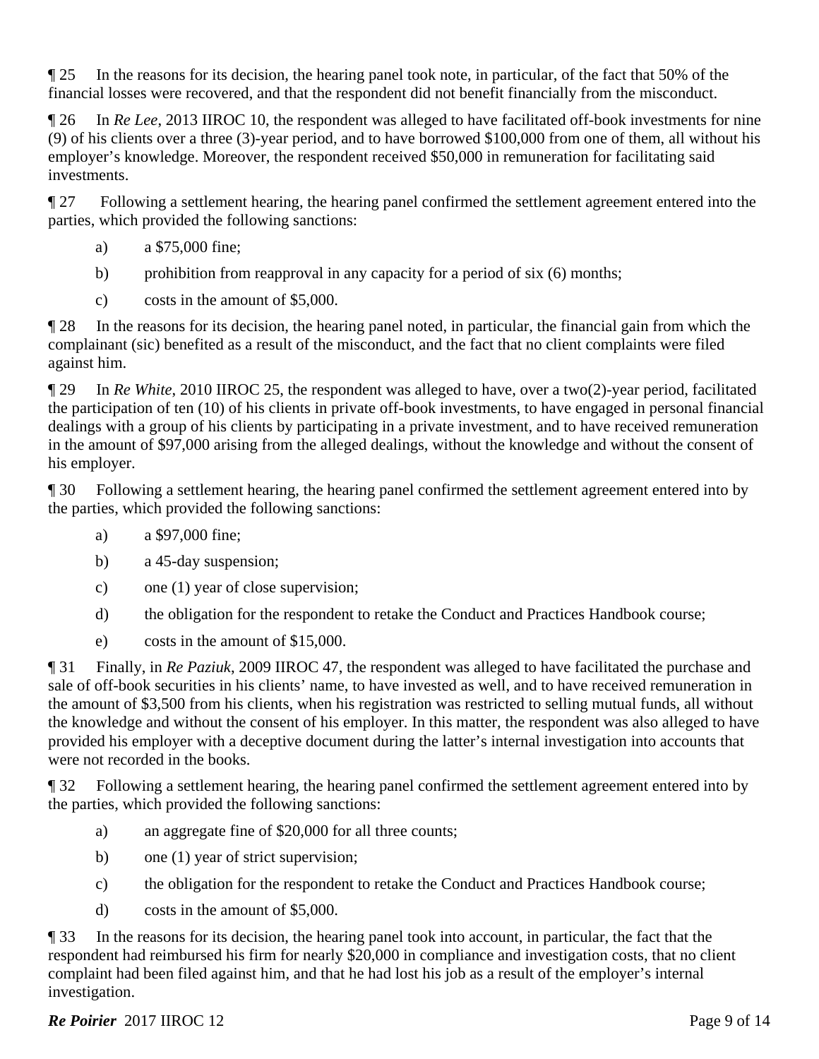¶ 25 In the reasons for its decision, the hearing panel took note, in particular, of the fact that 50% of the financial losses were recovered, and that the respondent did not benefit financially from the misconduct.

¶ 26 In *Re Lee*, 2013 IIROC 10, the respondent was alleged to have facilitated off-book investments for nine (9) of his clients over a three (3)-year period, and to have borrowed $100,000 from one of them, all without his employer's knowledge. Moreover, the respondent received $50,000 in remuneration for facilitating said investments.

¶ 27 Following a settlement hearing, the hearing panel confirmed the settlement agreement entered into the parties, which provided the following sanctions:

a) a $75,000 fine;

b) prohibition from reapproval in any capacity for a period of six (6) months;

c) costs in the amount of $5,000.

¶ 28 In the reasons for its decision, the hearing panel noted, in particular, the financial gain from which the complainant (sic) benefited as a result of the misconduct, and the fact that no client complaints were filed against him.

¶ 29 In *Re White*, 2010 IIROC 25, the respondent was alleged to have, over a two(2)-year period, facilitated the participation of ten (10) of his clients in private off-book investments, to have engaged in personal financial dealings with a group of his clients by participating in a private investment, and to have received remuneration in the amount of $97,000 arising from the alleged dealings, without the knowledge and without the consent of his employer.

¶ 30 Following a settlement hearing, the hearing panel confirmed the settlement agreement entered into by the parties, which provided the following sanctions:

a) a $97,000 fine;

b) a 45-day suspension;

c) one (1) year of close supervision;

d) the obligation for the respondent to retake the Conduct and Practices Handbook course;

e) costs in the amount of $15,000.

¶ 31 Finally, in *Re Paziuk*, 2009 IIROC 47, the respondent was alleged to have facilitated the purchase and sale of off-book securities in his clients' name, to have invested as well, and to have received remuneration in the amount of $3,500 from his clients, when his registration was restricted to selling mutual funds, all without the knowledge and without the consent of his employer. In this matter, the respondent was also alleged to have provided his employer with a deceptive document during the latter's internal investigation into accounts that were not recorded in the books.

¶ 32 Following a settlement hearing, the hearing panel confirmed the settlement agreement entered into by the parties, which provided the following sanctions:

a) an aggregate fine of $20,000 for all three counts;

b) one (1) year of strict supervision;

c) the obligation for the respondent to retake the Conduct and Practices Handbook course;

d) costs in the amount of $5,000.

¶ 33 In the reasons for its decision, the hearing panel took into account, in particular, the fact that the respondent had reimbursed his firm for nearly $20,000 in compliance and investigation costs, that no client complaint had been filed against him, and that he had lost his job as a result of the employer's internal investigation.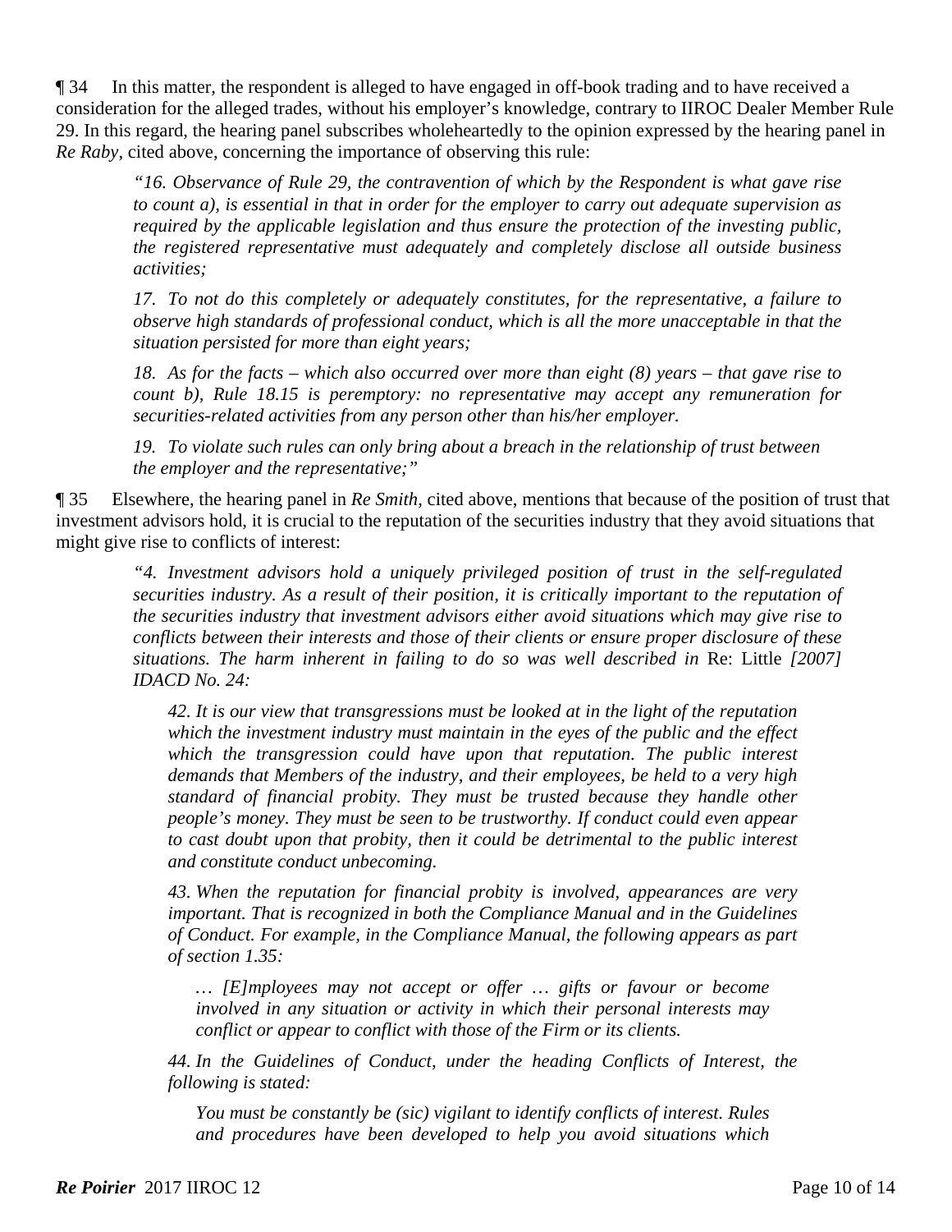¶ 34 In this matter, the respondent is alleged to have engaged in off-book trading and to have received a consideration for the alleged trades, without his employer's knowledge, contrary to IIROC Dealer Member Rule 29. In this regard, the hearing panel subscribes wholeheartedly to the opinion expressed by the hearing panel in *Re Raby*, cited above, concerning the importance of observing this rule:

> *"16. Observance of Rule 29, the contravention of which by the Respondent is what gave rise to count a), is essential in that in order for the employer to carry out adequate supervision as required by the applicable legislation and thus ensure the protection of the investing public, the registered representative must adequately and completely disclose all outside business activities;*
>
> *17. To not do this completely or adequately constitutes, for the representative, a failure to observe high standards of professional conduct, which is all the more unacceptable in that the situation persisted for more than eight years;*
>
> *18. As for the facts – which also occurred over more than eight (8) years – that gave rise to count b), Rule 18.15 is peremptory: no representative may accept any remuneration for securities-related activities from any person other than his/her employer.*
>
> *19. To violate such rules can only bring about a breach in the relationship of trust between the employer and the representative;"*

¶ 35 Elsewhere, the hearing panel in *Re Smith*, cited above, mentions that because of the position of trust that investment advisors hold, it is crucial to the reputation of the securities industry that they avoid situations that might give rise to conflicts of interest:

> *"4. Investment advisors hold a uniquely privileged position of trust in the self-regulated securities industry. As a result of their position, it is critically important to the reputation of the securities industry that investment advisors either avoid situations which may give rise to conflicts between their interests and those of their clients or ensure proper disclosure of these situations. The harm inherent in failing to do so was well described in* Re: Little *[2007] IDACD No. 24:*
>
>> *42. It is our view that transgressions must be looked at in the light of the reputation which the investment industry must maintain in the eyes of the public and the effect which the transgression could have upon that reputation. The public interest demands that Members of the industry, and their employees, be held to a very high standard of financial probity. They must be trusted because they handle other people's money. They must be seen to be trustworthy. If conduct could even appear to cast doubt upon that probity, then it could be detrimental to the public interest and constitute conduct unbecoming.*
>>
>> *43. When the reputation for financial probity is involved, appearances are very important. That is recognized in both the Compliance Manual and in the Guidelines of Conduct. For example, in the Compliance Manual, the following appears as part of section 1.35:*
>>
>>> *… [E]mployees may not accept or offer … gifts or favour or become involved in any situation or activity in which their personal interests may conflict or appear to conflict with those of the Firm or its clients.*
>>
>> *44. In the Guidelines of Conduct, under the heading Conflicts of Interest, the following is stated:*
>>
>>> *You must be constantly be (sic) vigilant to identify conflicts of interest. Rules and procedures have been developed to help you avoid situations which*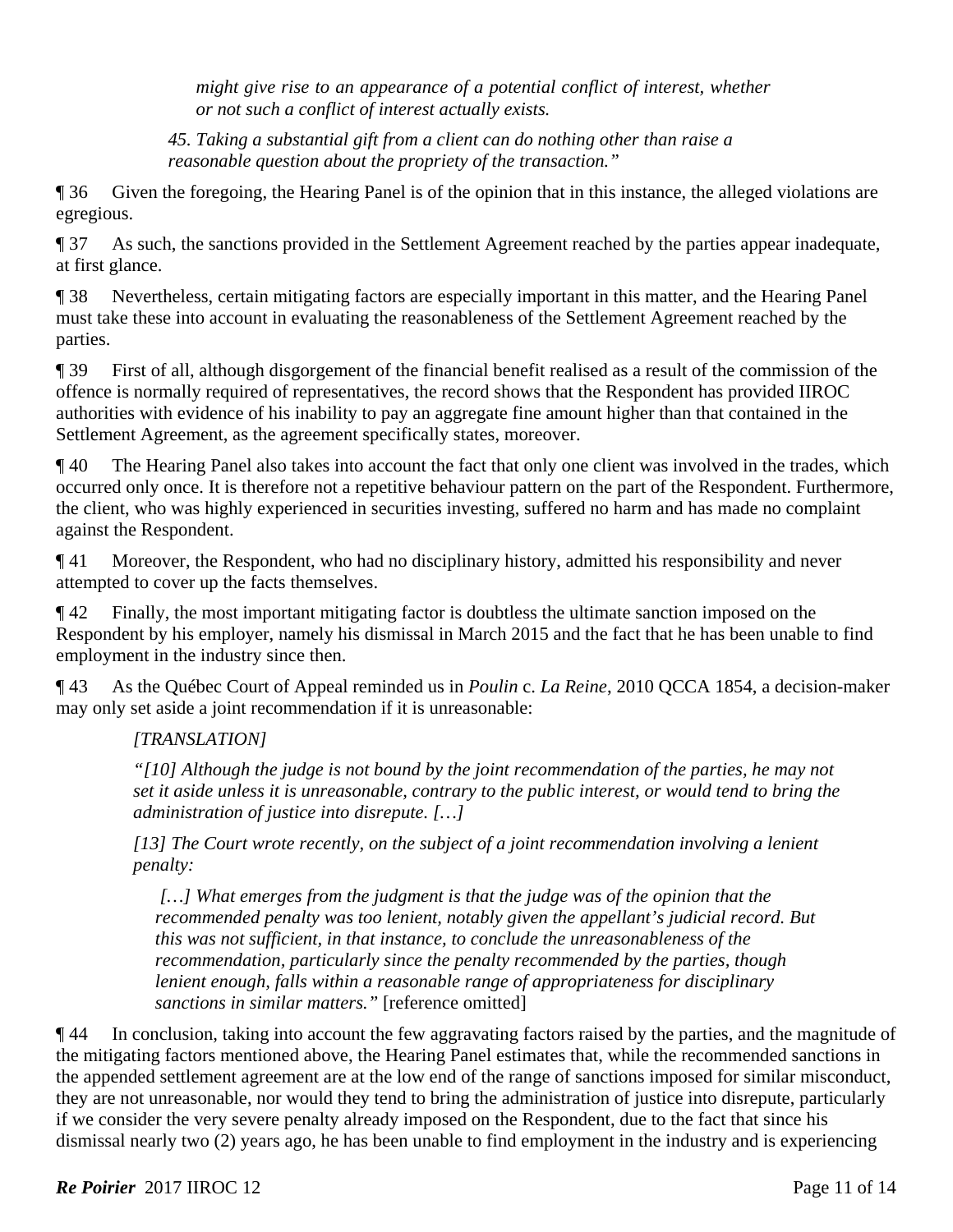> *might give rise to an appearance of a potential conflict of interest, whether or not such a conflict of interest actually exists.*
>
> *45. Taking a substantial gift from a client can do nothing other than raise a reasonable question about the propriety of the transaction."*

¶ 36 Given the foregoing, the Hearing Panel is of the opinion that in this instance, the alleged violations are egregious.

¶ 37 As such, the sanctions provided in the Settlement Agreement reached by the parties appear inadequate, at first glance.

¶ 38 Nevertheless, certain mitigating factors are especially important in this matter, and the Hearing Panel must take these into account in evaluating the reasonableness of the Settlement Agreement reached by the parties.

¶ 39 First of all, although disgorgement of the financial benefit realised as a result of the commission of the offence is normally required of representatives, the record shows that the Respondent has provided IIROC authorities with evidence of his inability to pay an aggregate fine amount higher than that contained in the Settlement Agreement, as the agreement specifically states, moreover.

¶ 40 The Hearing Panel also takes into account the fact that only one client was involved in the trades, which occurred only once. It is therefore not a repetitive behaviour pattern on the part of the Respondent. Furthermore, the client, who was highly experienced in securities investing, suffered no harm and has made no complaint against the Respondent.

¶ 41 Moreover, the Respondent, who had no disciplinary history, admitted his responsibility and never attempted to cover up the facts themselves.

¶ 42 Finally, the most important mitigating factor is doubtless the ultimate sanction imposed on the Respondent by his employer, namely his dismissal in March 2015 and the fact that he has been unable to find employment in the industry since then.

¶ 43 As the Québec Court of Appeal reminded us in *Poulin* c. *La Reine*, 2010 QCCA 1854, a decision-maker may only set aside a joint recommendation if it is unreasonable:

> *[TRANSLATION]*
>
> *"[10] Although the judge is not bound by the joint recommendation of the parties, he may not set it aside unless it is unreasonable, contrary to the public interest, or would tend to bring the administration of justice into disrepute. […]*
>
> *[13] The Court wrote recently, on the subject of a joint recommendation involving a lenient penalty:*
>
> > *[…] What emerges from the judgment is that the judge was of the opinion that the recommended penalty was too lenient, notably given the appellant's judicial record. But this was not sufficient, in that instance, to conclude the unreasonableness of the recommendation, particularly since the penalty recommended by the parties, though lenient enough, falls within a reasonable range of appropriateness for disciplinary sanctions in similar matters."* [reference omitted]

¶ 44 In conclusion, taking into account the few aggravating factors raised by the parties, and the magnitude of the mitigating factors mentioned above, the Hearing Panel estimates that, while the recommended sanctions in the appended settlement agreement are at the low end of the range of sanctions imposed for similar misconduct, they are not unreasonable, nor would they tend to bring the administration of justice into disrepute, particularly if we consider the very severe penalty already imposed on the Respondent, due to the fact that since his dismissal nearly two (2) years ago, he has been unable to find employment in the industry and is experiencing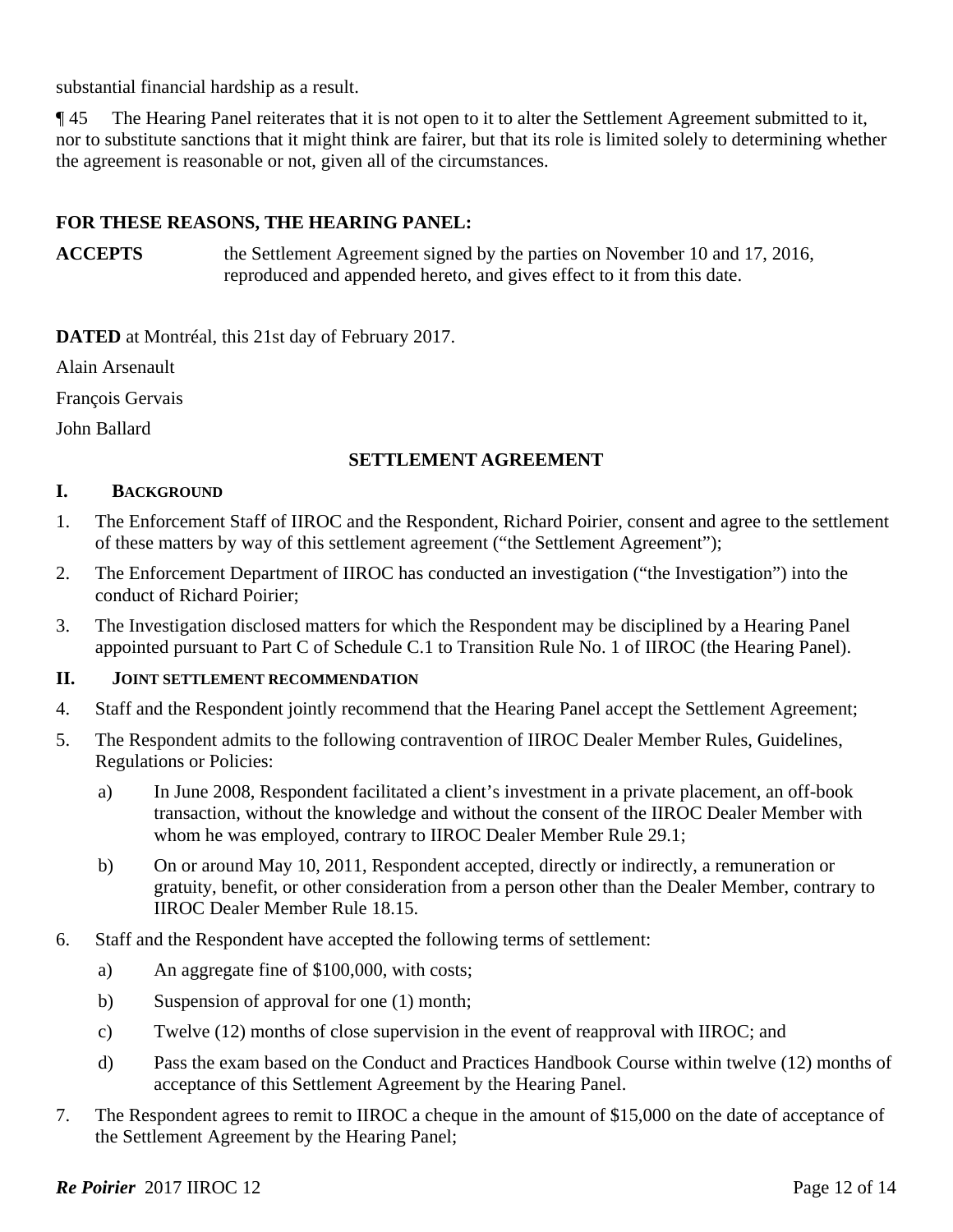substantial financial hardship as a result.

¶ 45 The Hearing Panel reiterates that it is not open to it to alter the Settlement Agreement submitted to it, nor to substitute sanctions that it might think are fairer, but that its role is limited solely to determining whether the agreement is reasonable or not, given all of the circumstances.

**FOR THESE REASONS, THE HEARING PANEL:**

**ACCEPTS** the Settlement Agreement signed by the parties on November 10 and 17, 2016, reproduced and appended hereto, and gives effect to it from this date.

**DATED** at Montréal, this 21st day of February 2017.

Alain Arsenault

François Gervais

John Ballard

## SETTLEMENT AGREEMENT

### I. BACKGROUND

1. The Enforcement Staff of IIROC and the Respondent, Richard Poirier, consent and agree to the settlement of these matters by way of this settlement agreement ("the Settlement Agreement");
2. The Enforcement Department of IIROC has conducted an investigation ("the Investigation") into the conduct of Richard Poirier;
3. The Investigation disclosed matters for which the Respondent may be disciplined by a Hearing Panel appointed pursuant to Part C of Schedule C.1 to Transition Rule No. 1 of IIROC (the Hearing Panel).

### II. JOINT SETTLEMENT RECOMMENDATION

4. Staff and the Respondent jointly recommend that the Hearing Panel accept the Settlement Agreement;
5. The Respondent admits to the following contravention of IIROC Dealer Member Rules, Guidelines, Regulations or Policies:
   a) In June 2008, Respondent facilitated a client's investment in a private placement, an off-book transaction, without the knowledge and without the consent of the IIROC Dealer Member with whom he was employed, contrary to IIROC Dealer Member Rule 29.1;
   b) On or around May 10, 2011, Respondent accepted, directly or indirectly, a remuneration or gratuity, benefit, or other consideration from a person other than the Dealer Member, contrary to IIROC Dealer Member Rule 18.15.
6. Staff and the Respondent have accepted the following terms of settlement:
   a) An aggregate fine of $100,000, with costs;
   b) Suspension of approval for one (1) month;
   c) Twelve (12) months of close supervision in the event of reapproval with IIROC; and
   d) Pass the exam based on the Conduct and Practices Handbook Course within twelve (12) months of acceptance of this Settlement Agreement by the Hearing Panel.
7. The Respondent agrees to remit to IIROC a cheque in the amount of $15,000 on the date of acceptance of the Settlement Agreement by the Hearing Panel;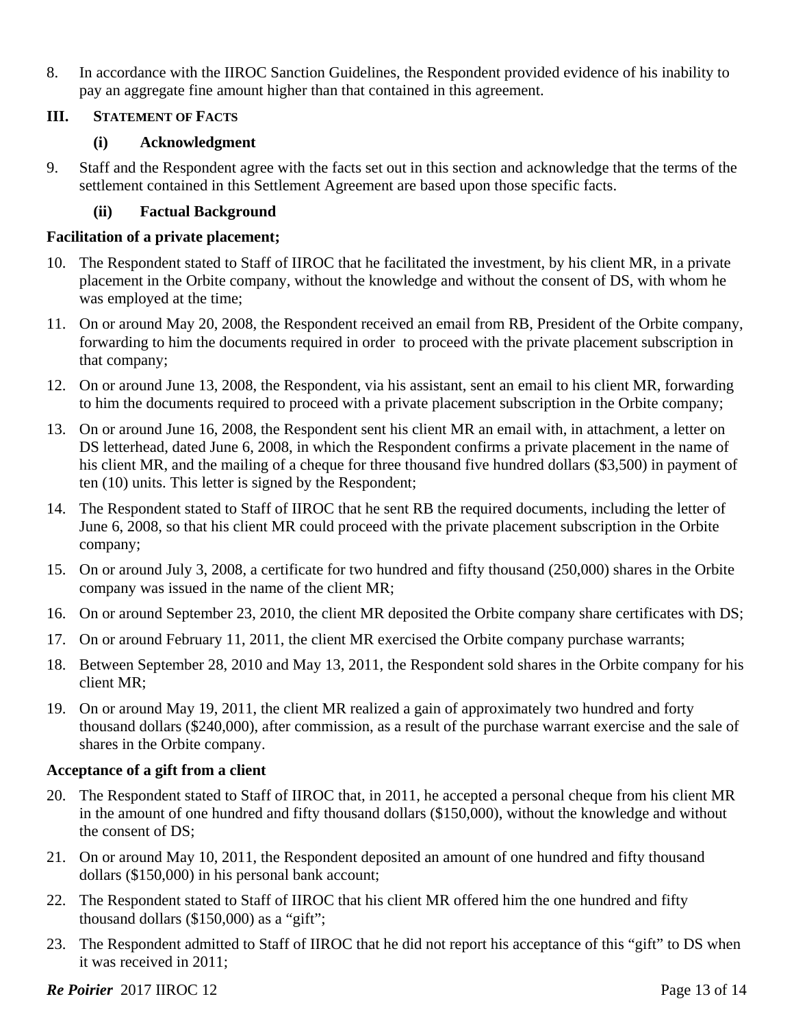8. In accordance with the IIROC Sanction Guidelines, the Respondent provided evidence of his inability to pay an aggregate fine amount higher than that contained in this agreement.

## III. STATEMENT OF FACTS

### (i) Acknowledgment

9. Staff and the Respondent agree with the facts set out in this section and acknowledge that the terms of the settlement contained in this Settlement Agreement are based upon those specific facts.

### (ii) Factual Background

**Facilitation of a private placement;**

10. The Respondent stated to Staff of IIROC that he facilitated the investment, by his client MR, in a private placement in the Orbite company, without the knowledge and without the consent of DS, with whom he was employed at the time;

11. On or around May 20, 2008, the Respondent received an email from RB, President of the Orbite company, forwarding to him the documents required in order to proceed with the private placement subscription in that company;

12. On or around June 13, 2008, the Respondent, via his assistant, sent an email to his client MR, forwarding to him the documents required to proceed with a private placement subscription in the Orbite company;

13. On or around June 16, 2008, the Respondent sent his client MR an email with, in attachment, a letter on DS letterhead, dated June 6, 2008, in which the Respondent confirms a private placement in the name of his client MR, and the mailing of a cheque for three thousand five hundred dollars ($3,500) in payment of ten (10) units. This letter is signed by the Respondent;

14. The Respondent stated to Staff of IIROC that he sent RB the required documents, including the letter of June 6, 2008, so that his client MR could proceed with the private placement subscription in the Orbite company;

15. On or around July 3, 2008, a certificate for two hundred and fifty thousand (250,000) shares in the Orbite company was issued in the name of the client MR;

16. On or around September 23, 2010, the client MR deposited the Orbite company share certificates with DS;

17. On or around February 11, 2011, the client MR exercised the Orbite company purchase warrants;

18. Between September 28, 2010 and May 13, 2011, the Respondent sold shares in the Orbite company for his client MR;

19. On or around May 19, 2011, the client MR realized a gain of approximately two hundred and forty thousand dollars ($240,000), after commission, as a result of the purchase warrant exercise and the sale of shares in the Orbite company.

**Acceptance of a gift from a client**

20. The Respondent stated to Staff of IIROC that, in 2011, he accepted a personal cheque from his client MR in the amount of one hundred and fifty thousand dollars ($150,000), without the knowledge and without the consent of DS;

21. On or around May 10, 2011, the Respondent deposited an amount of one hundred and fifty thousand dollars ($150,000) in his personal bank account;

22. The Respondent stated to Staff of IIROC that his client MR offered him the one hundred and fifty thousand dollars ($150,000) as a "gift";

23. The Respondent admitted to Staff of IIROC that he did not report his acceptance of this "gift" to DS when it was received in 2011;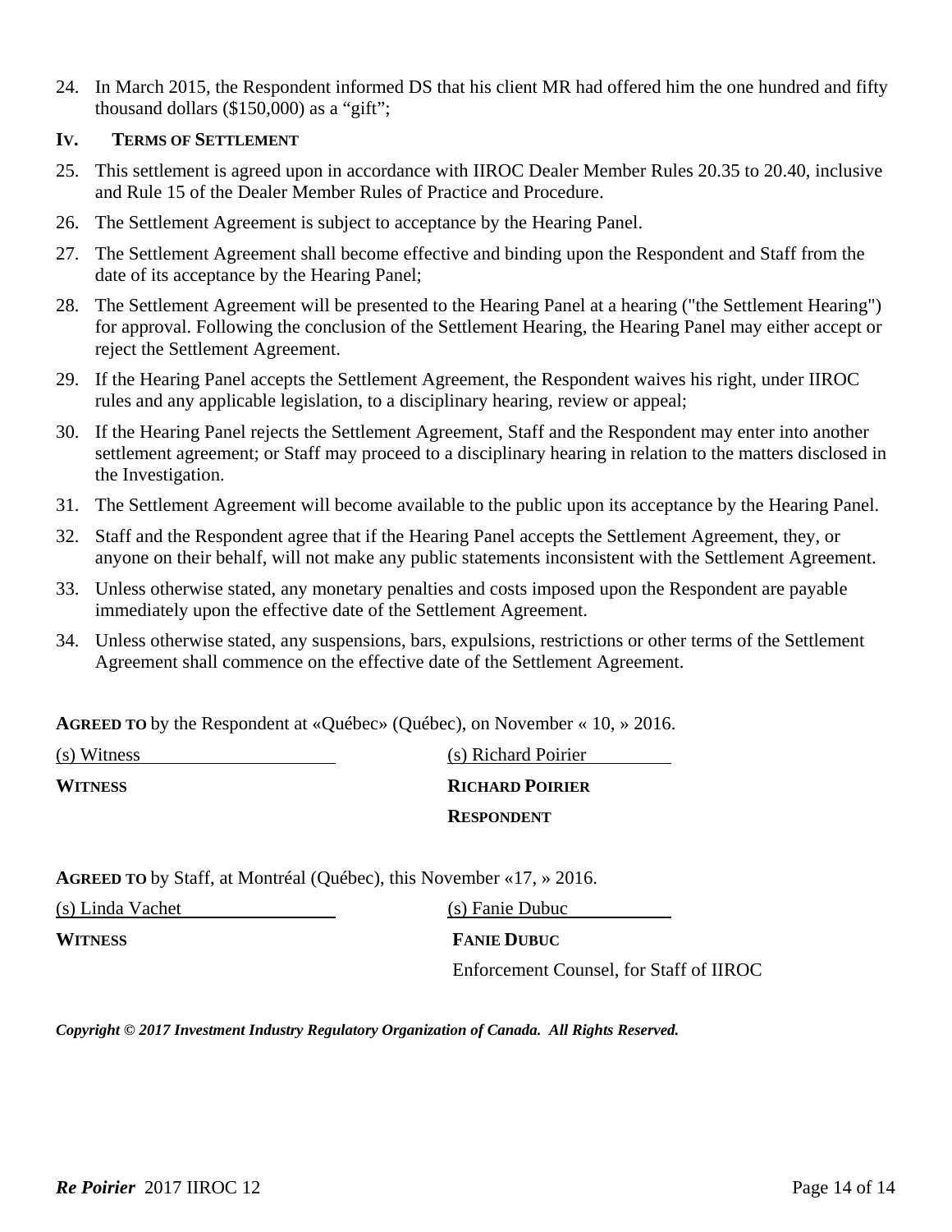24. In March 2015, the Respondent informed DS that his client MR had offered him the one hundred and fifty thousand dollars ($150,000) as a “gift”;

## IV. TERMS OF SETTLEMENT

25. This settlement is agreed upon in accordance with IIROC Dealer Member Rules 20.35 to 20.40, inclusive and Rule 15 of the Dealer Member Rules of Practice and Procedure.
26. The Settlement Agreement is subject to acceptance by the Hearing Panel.
27. The Settlement Agreement shall become effective and binding upon the Respondent and Staff from the date of its acceptance by the Hearing Panel;
28. The Settlement Agreement will be presented to the Hearing Panel at a hearing ("the Settlement Hearing") for approval. Following the conclusion of the Settlement Hearing, the Hearing Panel may either accept or reject the Settlement Agreement.
29. If the Hearing Panel accepts the Settlement Agreement, the Respondent waives his right, under IIROC rules and any applicable legislation, to a disciplinary hearing, review or appeal;
30. If the Hearing Panel rejects the Settlement Agreement, Staff and the Respondent may enter into another settlement agreement; or Staff may proceed to a disciplinary hearing in relation to the matters disclosed in the Investigation.
31. The Settlement Agreement will become available to the public upon its acceptance by the Hearing Panel.
32. Staff and the Respondent agree that if the Hearing Panel accepts the Settlement Agreement, they, or anyone on their behalf, will not make any public statements inconsistent with the Settlement Agreement.
33. Unless otherwise stated, any monetary penalties and costs imposed upon the Respondent are payable immediately upon the effective date of the Settlement Agreement.
34. Unless otherwise stated, any suspensions, bars, expulsions, restrictions or other terms of the Settlement Agreement shall commence on the effective date of the Settlement Agreement.

**AGREED TO** by the Respondent at «Québec» (Québec), on November « 10, » 2016.

(s) Witness

**WITNESS**

(s) Richard Poirier

**RICHARD POIRIER**

**RESPONDENT**

**AGREED TO** by Staff, at Montréal (Québec), this November «17, » 2016.

(s) Linda Vachet

**WITNESS**

(s) Fanie Dubuc

**FANIE DUBUC**

Enforcement Counsel, for Staff of IIROC

***Copyright © 2017 Investment Industry Regulatory Organization of Canada. All Rights Reserved.***